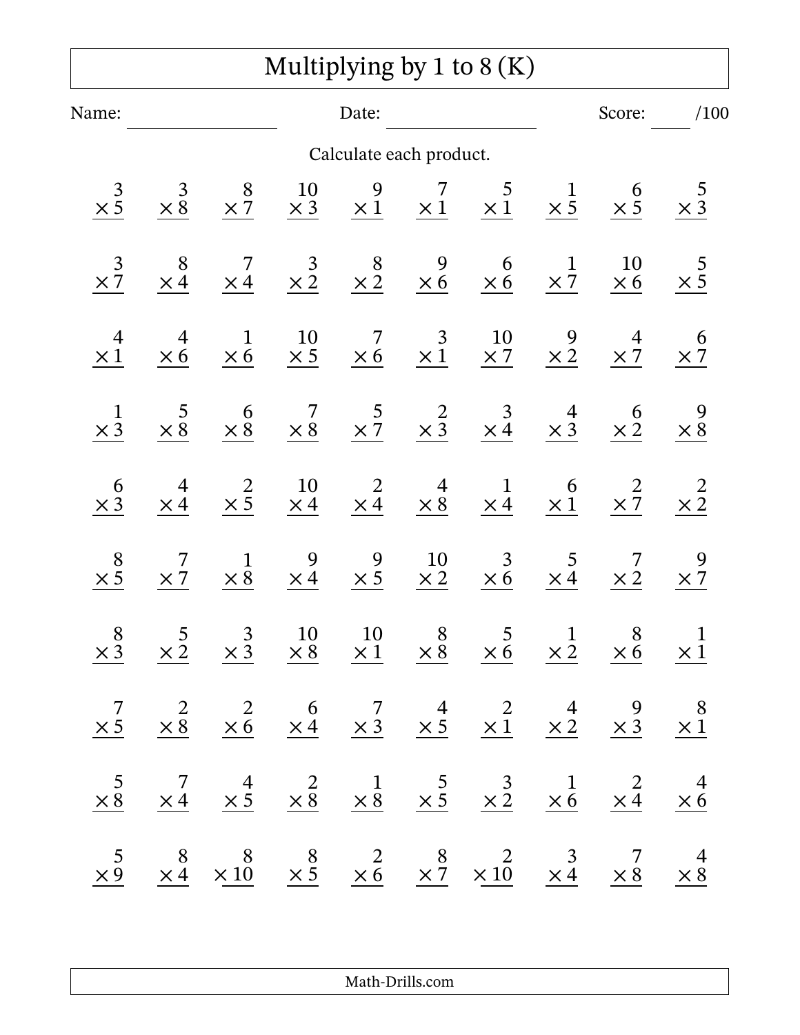# Multiplying by 1 to 8 (K)

Name: ________________ Date: ________________ Score: ____ /100

Calculate each product.

| | | | | | | | | | |
|---|---|---|---|---|---|---|---|---|---|
| $3 \times 5$ | $3 \times 8$ | $8 \times 7$ | $10 \times 3$ | $9 \times 1$ | $7 \times 1$ | $5 \times 1$ | $1 \times 5$ | $6 \times 5$ | $5 \times 3$ |
| $3 \times 7$ | $8 \times 4$ | $7 \times 4$ | $3 \times 2$ | $8 \times 2$ | $9 \times 6$ | $6 \times 6$ | $1 \times 7$ | $10 \times 6$ | $5 \times 5$ |
| $4 \times 1$ | $4 \times 6$ | $1 \times 6$ | $10 \times 5$ | $7 \times 6$ | $3 \times 1$ | $10 \times 7$ | $9 \times 2$ | $4 \times 7$ | $6 \times 7$ |
| $1 \times 3$ | $5 \times 8$ | $6 \times 8$ | $7 \times 8$ | $5 \times 7$ | $2 \times 3$ | $3 \times 4$ | $4 \times 3$ | $6 \times 2$ | $9 \times 8$ |
| $6 \times 3$ | $4 \times 4$ | $2 \times 5$ | $10 \times 4$ | $2 \times 4$ | $4 \times 8$ | $1 \times 4$ | $6 \times 1$ | $2 \times 7$ | $2 \times 2$ |
| $8 \times 5$ | $7 \times 7$ | $1 \times 8$ | $9 \times 4$ | $9 \times 5$ | $10 \times 2$ | $3 \times 6$ | $5 \times 4$ | $7 \times 2$ | $9 \times 7$ |
| $8 \times 3$ | $5 \times 2$ | $3 \times 3$ | $10 \times 8$ | $10 \times 1$ | $8 \times 8$ | $5 \times 6$ | $1 \times 2$ | $8 \times 6$ | $1 \times 1$ |
| $7 \times 5$ | $2 \times 8$ | $2 \times 6$ | $6 \times 4$ | $7 \times 3$ | $4 \times 5$ | $2 \times 1$ | $4 \times 2$ | $9 \times 3$ | $8 \times 1$ |
| $5 \times 8$ | $7 \times 4$ | $4 \times 5$ | $2 \times 8$ | $1 \times 8$ | $5 \times 5$ | $3 \times 2$ | $1 \times 6$ | $2 \times 4$ | $4 \times 6$ |
| $5 \times 9$ | $8 \times 4$ | $8 \times 10$ | $8 \times 5$ | $2 \times 6$ | $8 \times 7$ | $2 \times 10$ | $3 \times 4$ | $7 \times 8$ | $4 \times 8$ |

Math-Drills.com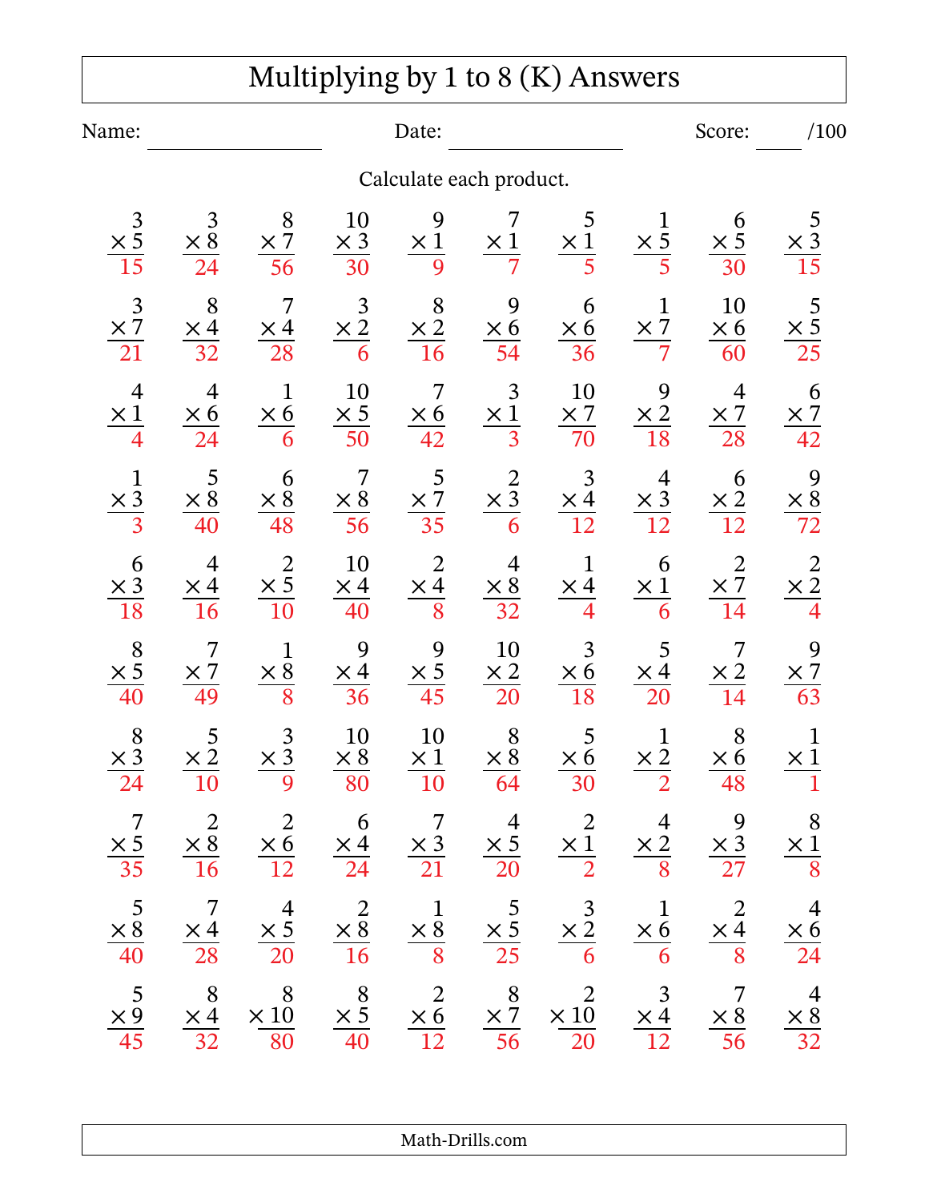# Multiplying by 1 to 8 (K) Answers

Name: ____________ Date: ____________ Score: ____ /100

Calculate each product.

| | | | | | | | | | |
|---|---|---|---|---|---|---|---|---|---|
| $3 \times 5 = 15$ | $3 \times 8 = 24$ | $8 \times 7 = 56$ | $10 \times 3 = 30$ | $9 \times 1 = 9$ | $7 \times 1 = 7$ | $5 \times 1 = 5$ | $1 \times 5 = 5$ | $6 \times 5 = 30$ | $5 \times 3 = 15$ |
| $3 \times 7 = 21$ | $8 \times 4 = 32$ | $7 \times 4 = 28$ | $3 \times 2 = 6$ | $8 \times 2 = 16$ | $9 \times 6 = 54$ | $6 \times 6 = 36$ | $1 \times 7 = 7$ | $10 \times 6 = 60$ | $5 \times 5 = 25$ |
| $4 \times 1 = 4$ | $4 \times 6 = 24$ | $1 \times 6 = 6$ | $10 \times 5 = 50$ | $7 \times 6 = 42$ | $3 \times 1 = 3$ | $10 \times 7 = 70$ | $9 \times 2 = 18$ | $4 \times 7 = 28$ | $6 \times 7 = 42$ |
| $1 \times 3 = 3$ | $5 \times 8 = 40$ | $6 \times 8 = 48$ | $7 \times 8 = 56$ | $5 \times 7 = 35$ | $2 \times 3 = 6$ | $3 \times 4 = 12$ | $4 \times 3 = 12$ | $6 \times 2 = 12$ | $9 \times 8 = 72$ |
| $6 \times 3 = 18$ | $4 \times 4 = 16$ | $2 \times 5 = 10$ | $10 \times 4 = 40$ | $2 \times 4 = 8$ | $4 \times 8 = 32$ | $1 \times 4 = 4$ | $6 \times 1 = 6$ | $2 \times 7 = 14$ | $2 \times 2 = 4$ |
| $8 \times 5 = 40$ | $7 \times 7 = 49$ | $1 \times 8 = 8$ | $9 \times 4 = 36$ | $9 \times 5 = 45$ | $10 \times 2 = 20$ | $3 \times 6 = 18$ | $5 \times 4 = 20$ | $7 \times 2 = 14$ | $9 \times 7 = 63$ |
| $8 \times 3 = 24$ | $5 \times 2 = 10$ | $3 \times 3 = 9$ | $10 \times 8 = 80$ | $10 \times 1 = 10$ | $8 \times 8 = 64$ | $5 \times 6 = 30$ | $1 \times 2 = 2$ | $8 \times 6 = 48$ | $1 \times 1 = 1$ |
| $7 \times 5 = 35$ | $2 \times 8 = 16$ | $2 \times 6 = 12$ | $6 \times 4 = 24$ | $7 \times 3 = 21$ | $4 \times 5 = 20$ | $2 \times 1 = 2$ | $4 \times 2 = 8$ | $9 \times 3 = 27$ | $8 \times 1 = 8$ |
| $5 \times 8 = 40$ | $7 \times 4 = 28$ | $4 \times 5 = 20$ | $2 \times 8 = 16$ | $1 \times 8 = 8$ | $5 \times 5 = 25$ | $3 \times 2 = 6$ | $1 \times 6 = 6$ | $2 \times 4 = 8$ | $4 \times 6 = 24$ |
| $5 \times 9 = 45$ | $8 \times 4 = 32$ | $8 \times 10 = 80$ | $8 \times 5 = 40$ | $2 \times 6 = 12$ | $8 \times 7 = 56$ | $2 \times 10 = 20$ | $3 \times 4 = 12$ | $7 \times 8 = 56$ | $4 \times 8 = 32$ |

Math-Drills.com